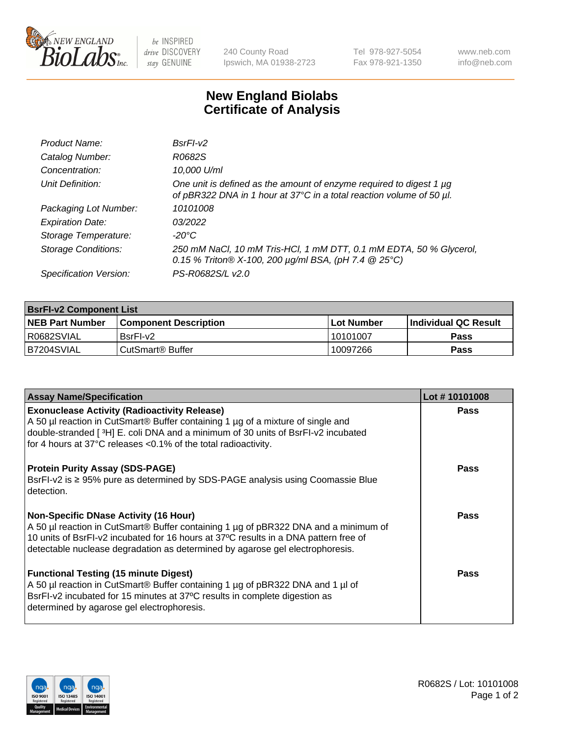NEW ENGLAND BioLabs Inc. — be INSPIRED drive DISCOVERY stay GENUINE

240 County Road
Ipswich, MA 01938-2723

Tel 978-927-5054
Fax 978-921-1350

www.neb.com
info@neb.com

# New England Biolabs
# Certificate of Analysis

| | |
|---|---|
| *Product Name:* | *BsrFI-v2* |
| *Catalog Number:* | *R0682S* |
| *Concentration:* | *10,000 U/ml* |
| *Unit Definition:* | *One unit is defined as the amount of enzyme required to digest 1 µg of pBR322 DNA in 1 hour at 37°C in a total reaction volume of 50 µl.* |
| *Packaging Lot Number:* | *10101008* |
| *Expiration Date:* | *03/2022* |
| *Storage Temperature:* | *-20°C* |
| *Storage Conditions:* | *250 mM NaCl, 10 mM Tris-HCl, 1 mM DTT, 0.1 mM EDTA, 50 % Glycerol, 0.15 % Triton® X-100, 200 µg/ml BSA, (pH 7.4 @ 25°C)* |
| *Specification Version:* | *PS-R0682S/L v2.0* |

| **BsrFI-v2 Component List** | | | |
|---|---|---|---|
| **NEB Part Number** | **Component Description** | **Lot Number** | **Individual QC Result** |
| R0682SVIAL | BsrFI-v2 | 10101007 | **Pass** |
| B7204SVIAL | CutSmart® Buffer | 10097266 | **Pass** |

| **Assay Name/Specification** | **Lot # 10101008** |
|---|---|
| **Exonuclease Activity (Radioactivity Release)**<br>A 50 µl reaction in CutSmart® Buffer containing 1 µg of a mixture of single and double-stranded [ $^3$H] E. coli DNA and a minimum of 30 units of BsrFI-v2 incubated for 4 hours at 37°C releases <0.1% of the total radioactivity. | **Pass** |
| **Protein Purity Assay (SDS-PAGE)**<br>BsrFI-v2 is ≥ 95% pure as determined by SDS-PAGE analysis using Coomassie Blue detection. | **Pass** |
| **Non-Specific DNase Activity (16 Hour)**<br>A 50 µl reaction in CutSmart® Buffer containing 1 µg of pBR322 DNA and a minimum of 10 units of BsrFI-v2 incubated for 16 hours at 37ºC results in a DNA pattern free of detectable nuclease degradation as determined by agarose gel electrophoresis. | **Pass** |
| **Functional Testing (15 minute Digest)**<br>A 50 µl reaction in CutSmart® Buffer containing 1 µg of pBR322 DNA and 1 µl of BsrFI-v2 incubated for 15 minutes at 37ºC results in complete digestion as determined by agarose gel electrophoresis. | **Pass** |

R0682S / Lot: 10101008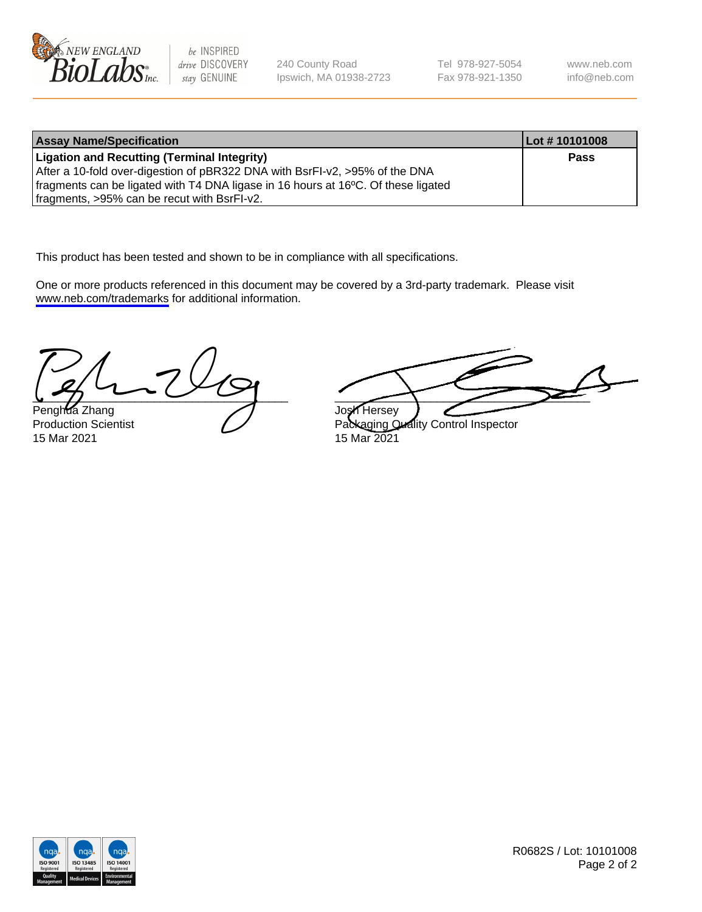| Assay Name/Specification | Lot # 10101008 |
|---|---|
| **Ligation and Recutting (Terminal Integrity)** After a 10-fold over-digestion of pBR322 DNA with BsrFI-v2, >95% of the DNA fragments can be ligated with T4 DNA ligase in 16 hours at 16ºC. Of these ligated fragments, >95% can be recut with BsrFI-v2. | Pass |

This product has been tested and shown to be in compliance with all specifications.

One or more products referenced in this document may be covered by a 3rd-party trademark. Please visit www.neb.com/trademarks for additional information.

Penghua Zhang
Production Scientist
15 Mar 2021

Josh Hersey
Packaging Quality Control Inspector
15 Mar 2021

R0682S / Lot: 10101008